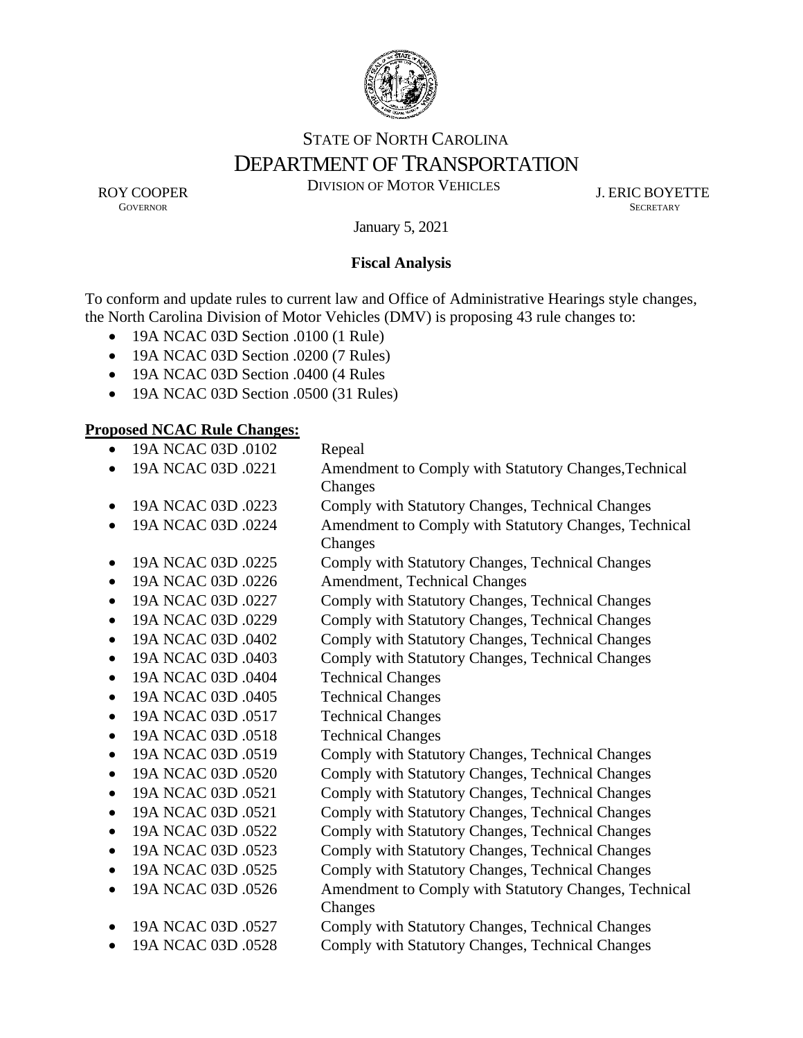STATE OF NORTH CAROLINA
DEPARTMENT OF TRANSPORTATION
DIVISION OF MOTOR VEHICLES

ROY COOPER
GOVERNOR

J. ERIC BOYETTE
SECRETARY

January 5, 2021

**Fiscal Analysis**

To conform and update rules to current law and Office of Administrative Hearings style changes, the North Carolina Division of Motor Vehicles (DMV) is proposing 43 rule changes to:

- 19A NCAC 03D Section .0100 (1 Rule)
- 19A NCAC 03D Section .0200 (7 Rules)
- 19A NCAC 03D Section .0400 (4 Rules
- 19A NCAC 03D Section .0500 (31 Rules)

**Proposed NCAC Rule Changes:**

- 19A NCAC 03D .0102 Repeal
- 19A NCAC 03D .0221 Amendment to Comply with Statutory Changes,Technical Changes
- 19A NCAC 03D .0223 Comply with Statutory Changes, Technical Changes
- 19A NCAC 03D .0224 Amendment to Comply with Statutory Changes, Technical Changes
- 19A NCAC 03D .0225 Comply with Statutory Changes, Technical Changes
- 19A NCAC 03D .0226 Amendment, Technical Changes
- 19A NCAC 03D .0227 Comply with Statutory Changes, Technical Changes
- 19A NCAC 03D .0229 Comply with Statutory Changes, Technical Changes
- 19A NCAC 03D .0402 Comply with Statutory Changes, Technical Changes
- 19A NCAC 03D .0403 Comply with Statutory Changes, Technical Changes
- 19A NCAC 03D .0404 Technical Changes
- 19A NCAC 03D .0405 Technical Changes
- 19A NCAC 03D .0517 Technical Changes
- 19A NCAC 03D .0518 Technical Changes
- 19A NCAC 03D .0519 Comply with Statutory Changes, Technical Changes
- 19A NCAC 03D .0520 Comply with Statutory Changes, Technical Changes
- 19A NCAC 03D .0521 Comply with Statutory Changes, Technical Changes
- 19A NCAC 03D .0521 Comply with Statutory Changes, Technical Changes
- 19A NCAC 03D .0522 Comply with Statutory Changes, Technical Changes
- 19A NCAC 03D .0523 Comply with Statutory Changes, Technical Changes
- 19A NCAC 03D .0525 Comply with Statutory Changes, Technical Changes
- 19A NCAC 03D .0526 Amendment to Comply with Statutory Changes, Technical Changes
- 19A NCAC 03D .0527 Comply with Statutory Changes, Technical Changes
- 19A NCAC 03D .0528 Comply with Statutory Changes, Technical Changes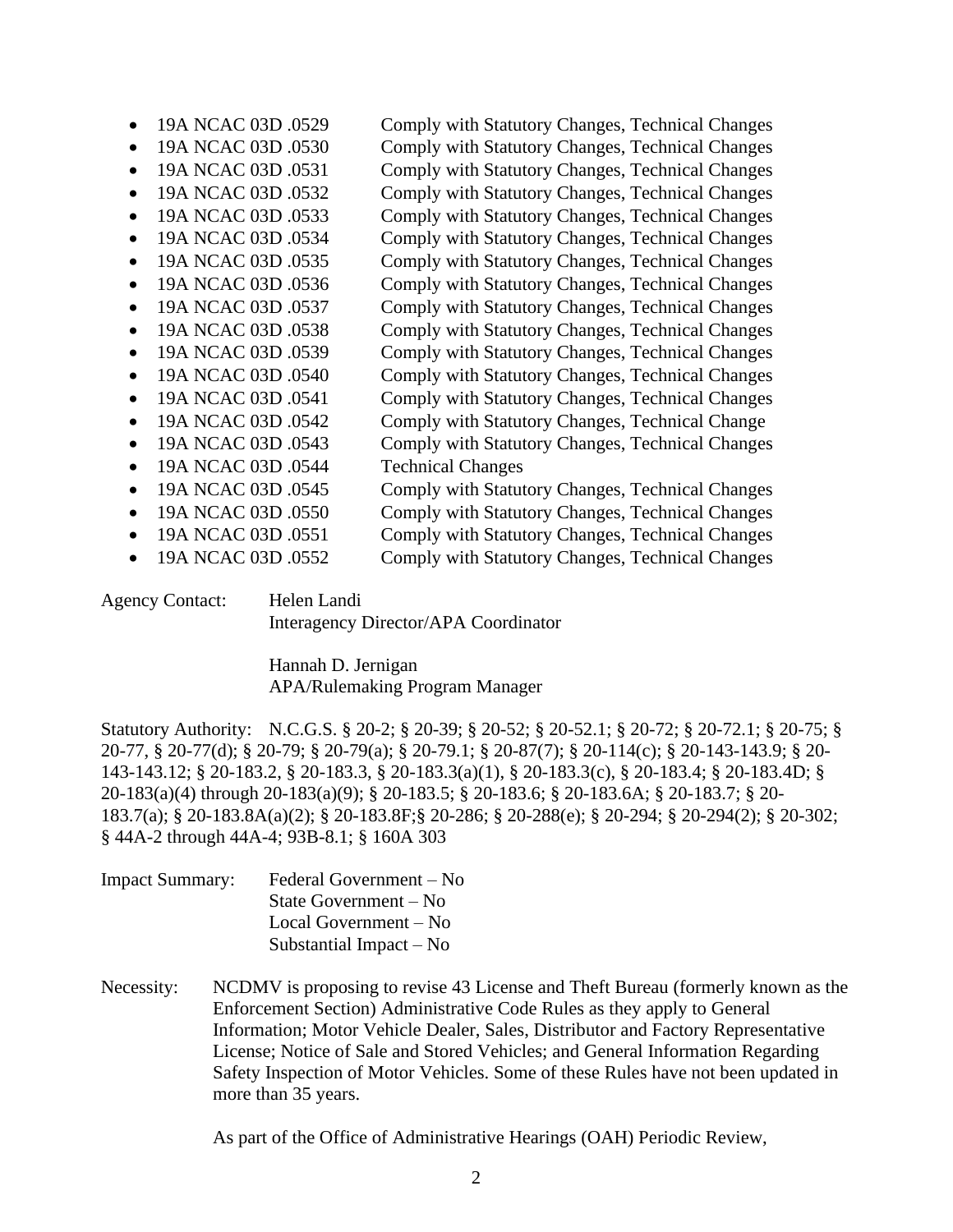- 19A NCAC 03D .0529 Comply with Statutory Changes, Technical Changes
- 19A NCAC 03D .0530 Comply with Statutory Changes, Technical Changes
- 19A NCAC 03D .0531 Comply with Statutory Changes, Technical Changes
- 19A NCAC 03D .0532 Comply with Statutory Changes, Technical Changes
- 19A NCAC 03D .0533 Comply with Statutory Changes, Technical Changes
- 19A NCAC 03D .0534 Comply with Statutory Changes, Technical Changes
- 19A NCAC 03D .0535 Comply with Statutory Changes, Technical Changes
- 19A NCAC 03D .0536 Comply with Statutory Changes, Technical Changes
- 19A NCAC 03D .0537 Comply with Statutory Changes, Technical Changes
- 19A NCAC 03D .0538 Comply with Statutory Changes, Technical Changes
- 19A NCAC 03D .0539 Comply with Statutory Changes, Technical Changes
- 19A NCAC 03D .0540 Comply with Statutory Changes, Technical Changes
- 19A NCAC 03D .0541 Comply with Statutory Changes, Technical Changes
- 19A NCAC 03D .0542 Comply with Statutory Changes, Technical Change
- 19A NCAC 03D .0543 Comply with Statutory Changes, Technical Changes
- 19A NCAC 03D .0544 Technical Changes
- 19A NCAC 03D .0545 Comply with Statutory Changes, Technical Changes
- 19A NCAC 03D .0550 Comply with Statutory Changes, Technical Changes
- 19A NCAC 03D .0551 Comply with Statutory Changes, Technical Changes
- 19A NCAC 03D .0552 Comply with Statutory Changes, Technical Changes

Agency Contact: Helen Landi
Interagency Director/APA Coordinator

Hannah D. Jernigan
APA/Rulemaking Program Manager

Statutory Authority: N.C.G.S. § 20-2; § 20-39; § 20-52; § 20-52.1; § 20-72; § 20-72.1; § 20-75; § 20-77, § 20-77(d); § 20-79; § 20-79(a); § 20-79.1; § 20-87(7); § 20-114(c); § 20-143-143.9; § 20-143-143.12; § 20-183.2, § 20-183.3, § 20-183.3(a)(1), § 20-183.3(c), § 20-183.4; § 20-183.4D; § 20-183(a)(4) through 20-183(a)(9); § 20-183.5; § 20-183.6; § 20-183.6A; § 20-183.7; § 20-183.7(a); § 20-183.8A(a)(2); § 20-183.8F;§ 20-286; § 20-288(e); § 20-294; § 20-294(2); § 20-302; § 44A-2 through 44A-4; 93B-8.1; § 160A 303

Impact Summary: Federal Government – No
State Government – No
Local Government – No
Substantial Impact – No

Necessity: NCDMV is proposing to revise 43 License and Theft Bureau (formerly known as the Enforcement Section) Administrative Code Rules as they apply to General Information; Motor Vehicle Dealer, Sales, Distributor and Factory Representative License; Notice of Sale and Stored Vehicles; and General Information Regarding Safety Inspection of Motor Vehicles. Some of these Rules have not been updated in more than 35 years.

As part of the Office of Administrative Hearings (OAH) Periodic Review,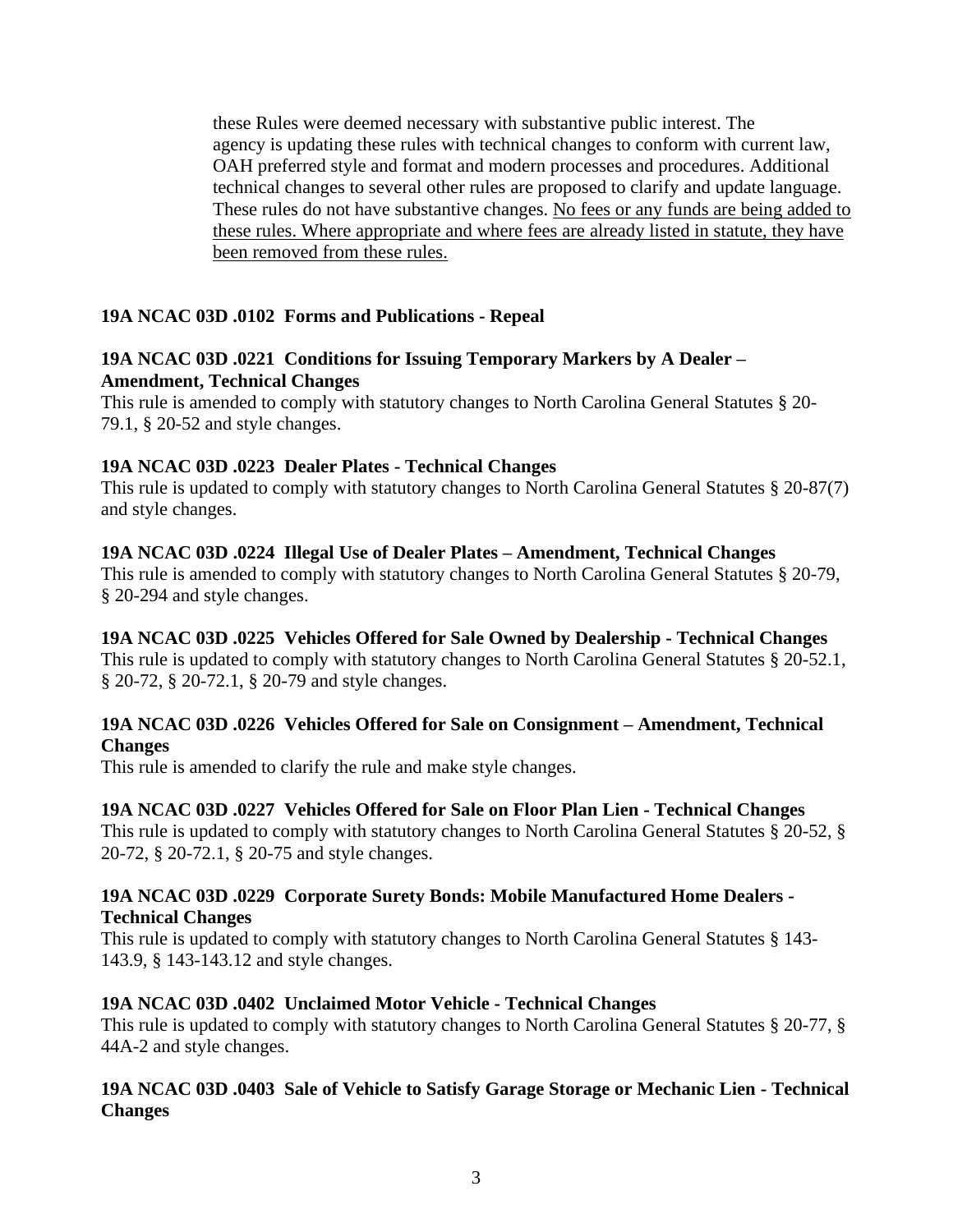these Rules were deemed necessary with substantive public interest. The agency is updating these rules with technical changes to conform with current law, OAH preferred style and format and modern processes and procedures. Additional technical changes to several other rules are proposed to clarify and update language. These rules do not have substantive changes. <u>No fees or any funds are being added to these rules. Where appropriate and where fees are already listed in statute, they have been removed from these rules.</u>

**19A NCAC 03D .0102 Forms and Publications - Repeal**

**19A NCAC 03D .0221 Conditions for Issuing Temporary Markers by A Dealer – Amendment, Technical Changes**

This rule is amended to comply with statutory changes to North Carolina General Statutes § 20-79.1, § 20-52 and style changes.

**19A NCAC 03D .0223 Dealer Plates - Technical Changes**

This rule is updated to comply with statutory changes to North Carolina General Statutes § 20-87(7) and style changes.

**19A NCAC 03D .0224 Illegal Use of Dealer Plates – Amendment, Technical Changes**

This rule is amended to comply with statutory changes to North Carolina General Statutes § 20-79, § 20-294 and style changes.

**19A NCAC 03D .0225 Vehicles Offered for Sale Owned by Dealership - Technical Changes**

This rule is updated to comply with statutory changes to North Carolina General Statutes § 20-52.1, § 20-72, § 20-72.1, § 20-79 and style changes.

**19A NCAC 03D .0226 Vehicles Offered for Sale on Consignment – Amendment, Technical Changes**

This rule is amended to clarify the rule and make style changes.

**19A NCAC 03D .0227 Vehicles Offered for Sale on Floor Plan Lien - Technical Changes**

This rule is updated to comply with statutory changes to North Carolina General Statutes § 20-52, § 20-72, § 20-72.1, § 20-75 and style changes.

**19A NCAC 03D .0229 Corporate Surety Bonds: Mobile Manufactured Home Dealers - Technical Changes**

This rule is updated to comply with statutory changes to North Carolina General Statutes § 143-143.9, § 143-143.12 and style changes.

**19A NCAC 03D .0402 Unclaimed Motor Vehicle - Technical Changes**

This rule is updated to comply with statutory changes to North Carolina General Statutes § 20-77, § 44A-2 and style changes.

**19A NCAC 03D .0403 Sale of Vehicle to Satisfy Garage Storage or Mechanic Lien - Technical Changes**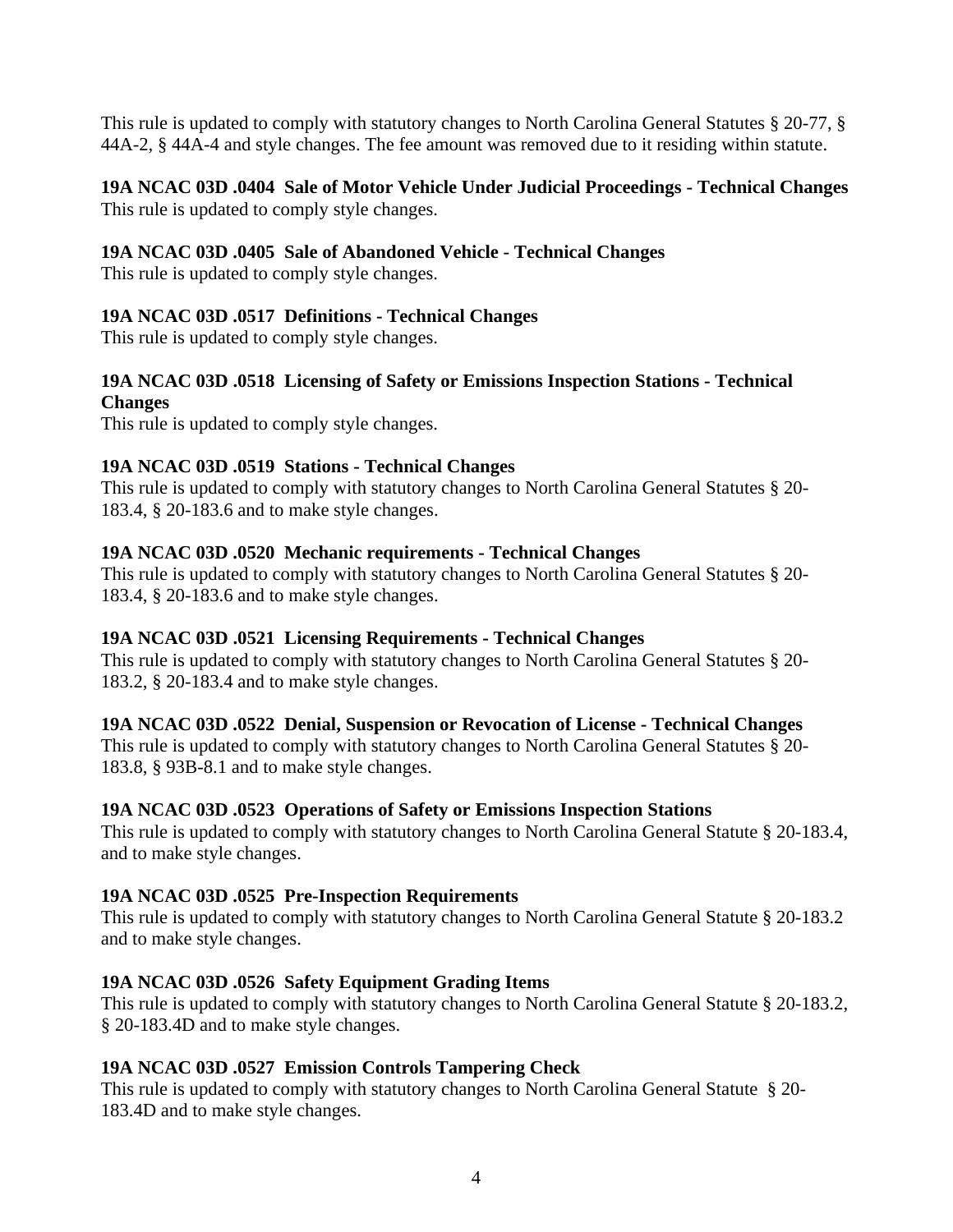This rule is updated to comply with statutory changes to North Carolina General Statutes § 20-77, § 44A-2, § 44A-4 and style changes. The fee amount was removed due to it residing within statute.

**19A NCAC 03D .0404 Sale of Motor Vehicle Under Judicial Proceedings - Technical Changes**
This rule is updated to comply style changes.

**19A NCAC 03D .0405 Sale of Abandoned Vehicle - Technical Changes**
This rule is updated to comply style changes.

**19A NCAC 03D .0517 Definitions - Technical Changes**
This rule is updated to comply style changes.

**19A NCAC 03D .0518 Licensing of Safety or Emissions Inspection Stations - Technical Changes**
This rule is updated to comply style changes.

**19A NCAC 03D .0519 Stations - Technical Changes**
This rule is updated to comply with statutory changes to North Carolina General Statutes § 20-183.4, § 20-183.6 and to make style changes.

**19A NCAC 03D .0520 Mechanic requirements - Technical Changes**
This rule is updated to comply with statutory changes to North Carolina General Statutes § 20-183.4, § 20-183.6 and to make style changes.

**19A NCAC 03D .0521 Licensing Requirements - Technical Changes**
This rule is updated to comply with statutory changes to North Carolina General Statutes § 20-183.2, § 20-183.4 and to make style changes.

**19A NCAC 03D .0522 Denial, Suspension or Revocation of License - Technical Changes**
This rule is updated to comply with statutory changes to North Carolina General Statutes § 20-183.8, § 93B-8.1 and to make style changes.

**19A NCAC 03D .0523 Operations of Safety or Emissions Inspection Stations**
This rule is updated to comply with statutory changes to North Carolina General Statute § 20-183.4, and to make style changes.

**19A NCAC 03D .0525 Pre-Inspection Requirements**
This rule is updated to comply with statutory changes to North Carolina General Statute § 20-183.2 and to make style changes.

**19A NCAC 03D .0526 Safety Equipment Grading Items**
This rule is updated to comply with statutory changes to North Carolina General Statute § 20-183.2, § 20-183.4D and to make style changes.

**19A NCAC 03D .0527 Emission Controls Tampering Check**
This rule is updated to comply with statutory changes to North Carolina General Statute § 20-183.4D and to make style changes.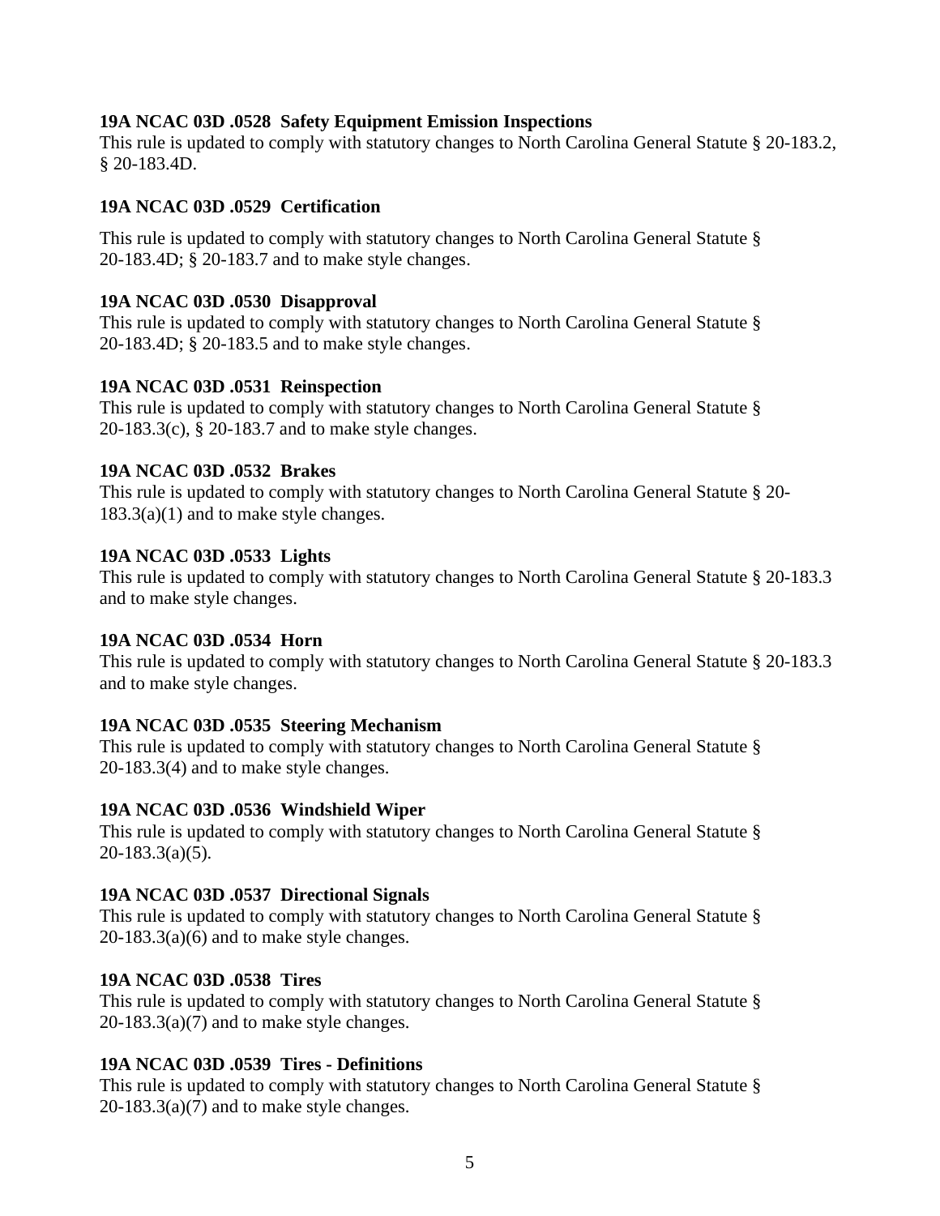**19A NCAC 03D .0528 Safety Equipment Emission Inspections**
This rule is updated to comply with statutory changes to North Carolina General Statute § 20-183.2, § 20-183.4D.

**19A NCAC 03D .0529 Certification**

This rule is updated to comply with statutory changes to North Carolina General Statute § 20-183.4D; § 20-183.7 and to make style changes.

**19A NCAC 03D .0530 Disapproval**
This rule is updated to comply with statutory changes to North Carolina General Statute § 20-183.4D; § 20-183.5 and to make style changes.

**19A NCAC 03D .0531 Reinspection**
This rule is updated to comply with statutory changes to North Carolina General Statute § 20-183.3(c), § 20-183.7 and to make style changes.

**19A NCAC 03D .0532 Brakes**
This rule is updated to comply with statutory changes to North Carolina General Statute § 20-183.3(a)(1) and to make style changes.

**19A NCAC 03D .0533 Lights**
This rule is updated to comply with statutory changes to North Carolina General Statute § 20-183.3 and to make style changes.

**19A NCAC 03D .0534 Horn**
This rule is updated to comply with statutory changes to North Carolina General Statute § 20-183.3 and to make style changes.

**19A NCAC 03D .0535 Steering Mechanism**
This rule is updated to comply with statutory changes to North Carolina General Statute § 20-183.3(4) and to make style changes.

**19A NCAC 03D .0536 Windshield Wiper**
This rule is updated to comply with statutory changes to North Carolina General Statute § 20-183.3(a)(5).

**19A NCAC 03D .0537 Directional Signals**
This rule is updated to comply with statutory changes to North Carolina General Statute § 20-183.3(a)(6) and to make style changes.

**19A NCAC 03D .0538 Tires**
This rule is updated to comply with statutory changes to North Carolina General Statute § 20-183.3(a)(7) and to make style changes.

**19A NCAC 03D .0539 Tires - Definitions**
This rule is updated to comply with statutory changes to North Carolina General Statute § 20-183.3(a)(7) and to make style changes.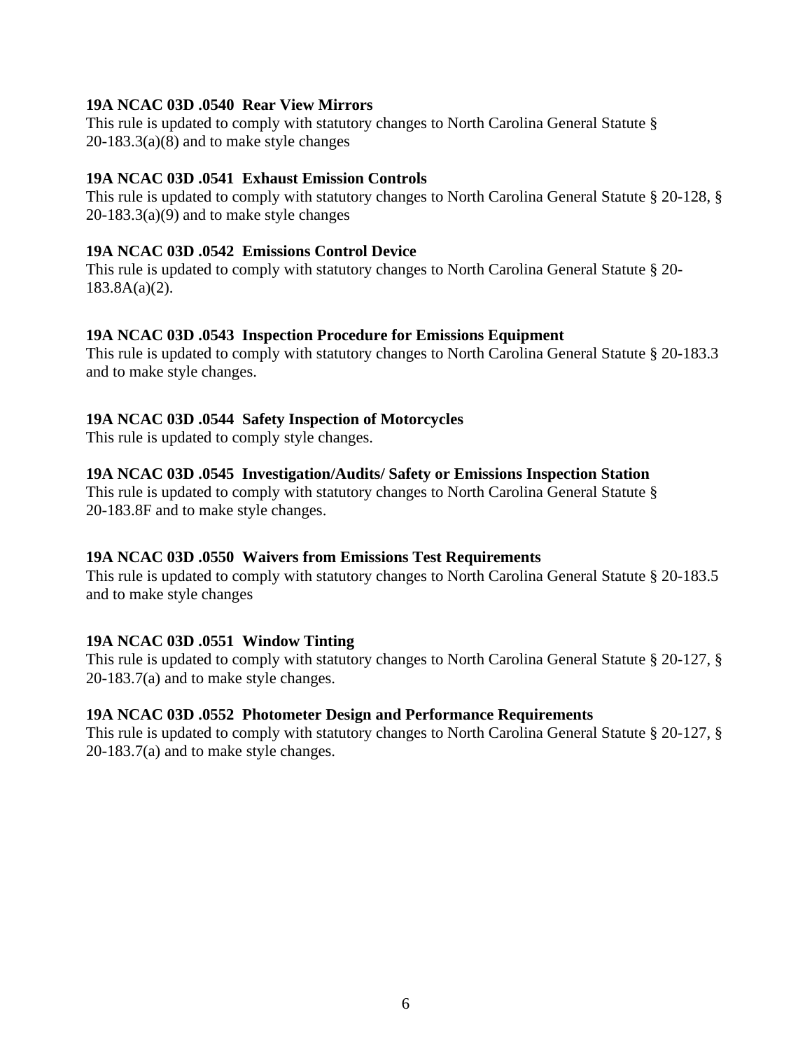**19A NCAC 03D .0540 Rear View Mirrors**
This rule is updated to comply with statutory changes to North Carolina General Statute § 20-183.3(a)(8) and to make style changes

**19A NCAC 03D .0541 Exhaust Emission Controls**
This rule is updated to comply with statutory changes to North Carolina General Statute § 20-128, § 20-183.3(a)(9) and to make style changes

**19A NCAC 03D .0542 Emissions Control Device**
This rule is updated to comply with statutory changes to North Carolina General Statute § 20-183.8A(a)(2).

**19A NCAC 03D .0543 Inspection Procedure for Emissions Equipment**
This rule is updated to comply with statutory changes to North Carolina General Statute § 20-183.3 and to make style changes.

**19A NCAC 03D .0544 Safety Inspection of Motorcycles**
This rule is updated to comply style changes.

**19A NCAC 03D .0545 Investigation/Audits/ Safety or Emissions Inspection Station**
This rule is updated to comply with statutory changes to North Carolina General Statute § 20-183.8F and to make style changes.

**19A NCAC 03D .0550 Waivers from Emissions Test Requirements**
This rule is updated to comply with statutory changes to North Carolina General Statute § 20-183.5 and to make style changes

**19A NCAC 03D .0551 Window Tinting**
This rule is updated to comply with statutory changes to North Carolina General Statute § 20-127, § 20-183.7(a) and to make style changes.

**19A NCAC 03D .0552 Photometer Design and Performance Requirements**
This rule is updated to comply with statutory changes to North Carolina General Statute § 20-127, § 20-183.7(a) and to make style changes.